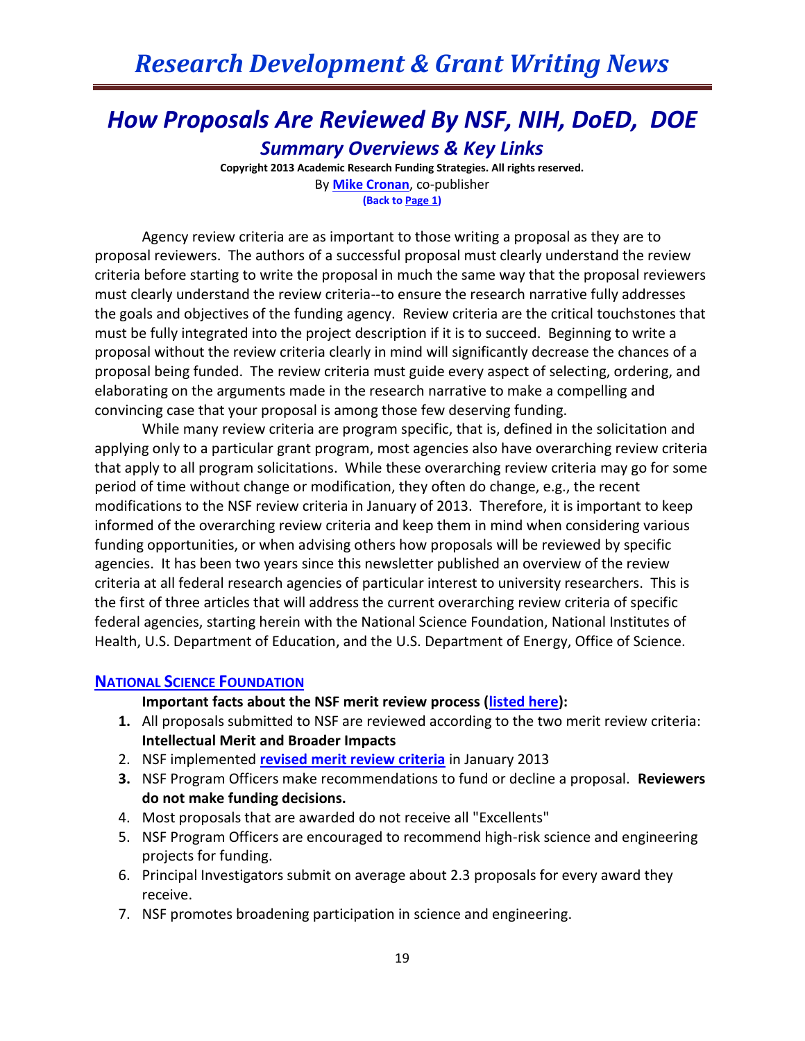# Research Development & Grant Writing News

## *How Proposals Are Reviewed By NSF, NIH, DoED, DOE*

### *Summary Overviews & Key Links*

**Copyright 2013 Academic Research Funding Strategies. All rights reserved.**
By **Mike Cronan**, co-publisher
**(Back to Page 1)**

Agency review criteria are as important to those writing a proposal as they are to proposal reviewers. The authors of a successful proposal must clearly understand the review criteria before starting to write the proposal in much the same way that the proposal reviewers must clearly understand the review criteria--to ensure the research narrative fully addresses the goals and objectives of the funding agency. Review criteria are the critical touchstones that must be fully integrated into the project description if it is to succeed. Beginning to write a proposal without the review criteria clearly in mind will significantly decrease the chances of a proposal being funded. The review criteria must guide every aspect of selecting, ordering, and elaborating on the arguments made in the research narrative to make a compelling and convincing case that your proposal is among those few deserving funding.

While many review criteria are program specific, that is, defined in the solicitation and applying only to a particular grant program, most agencies also have overarching review criteria that apply to all program solicitations. While these overarching review criteria may go for some period of time without change or modification, they often do change, e.g., the recent modifications to the NSF review criteria in January of 2013. Therefore, it is important to keep informed of the overarching review criteria and keep them in mind when considering various funding opportunities, or when advising others how proposals will be reviewed by specific agencies. It has been two years since this newsletter published an overview of the review criteria at all federal research agencies of particular interest to university researchers. This is the first of three articles that will address the current overarching review criteria of specific federal agencies, starting herein with the National Science Foundation, National Institutes of Health, U.S. Department of Education, and the U.S. Department of Energy, Office of Science.

#### NATIONAL SCIENCE FOUNDATION

**Important facts about the NSF merit review process (listed here):**

1. All proposals submitted to NSF are reviewed according to the two merit review criteria: **Intellectual Merit and Broader Impacts**
2. NSF implemented **revised merit review criteria** in January 2013
3. NSF Program Officers make recommendations to fund or decline a proposal. **Reviewers do not make funding decisions.**
4. Most proposals that are awarded do not receive all "Excellents"
5. NSF Program Officers are encouraged to recommend high-risk science and engineering projects for funding.
6. Principal Investigators submit on average about 2.3 proposals for every award they receive.
7. NSF promotes broadening participation in science and engineering.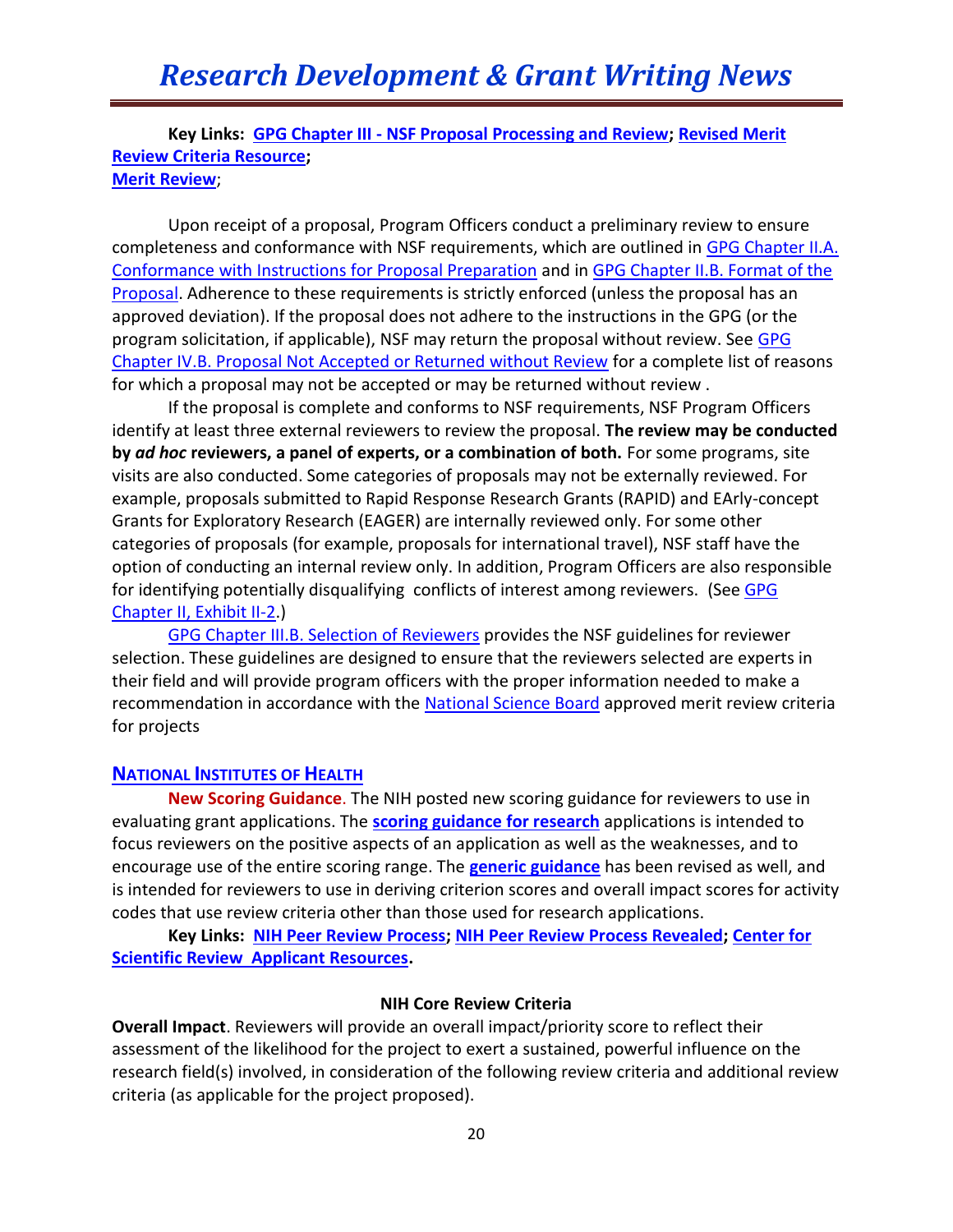**Key Links: GPG Chapter III - NSF Proposal Processing and Review; Revised Merit Review Criteria Resource; Merit Review;**

Upon receipt of a proposal, Program Officers conduct a preliminary review to ensure completeness and conformance with NSF requirements, which are outlined in GPG Chapter II.A. Conformance with Instructions for Proposal Preparation and in GPG Chapter II.B. Format of the Proposal. Adherence to these requirements is strictly enforced (unless the proposal has an approved deviation). If the proposal does not adhere to the instructions in the GPG (or the program solicitation, if applicable), NSF may return the proposal without review. See GPG Chapter IV.B. Proposal Not Accepted or Returned without Review for a complete list of reasons for which a proposal may not be accepted or may be returned without review .

If the proposal is complete and conforms to NSF requirements, NSF Program Officers identify at least three external reviewers to review the proposal. **The review may be conducted by *ad hoc* reviewers, a panel of experts, or a combination of both.** For some programs, site visits are also conducted. Some categories of proposals may not be externally reviewed. For example, proposals submitted to Rapid Response Research Grants (RAPID) and EArly-concept Grants for Exploratory Research (EAGER) are internally reviewed only. For some other categories of proposals (for example, proposals for international travel), NSF staff have the option of conducting an internal review only. In addition, Program Officers are also responsible for identifying potentially disqualifying conflicts of interest among reviewers. (See GPG Chapter II, Exhibit II-2.)

GPG Chapter III.B. Selection of Reviewers provides the NSF guidelines for reviewer selection. These guidelines are designed to ensure that the reviewers selected are experts in their field and will provide program officers with the proper information needed to make a recommendation in accordance with the National Science Board approved merit review criteria for projects

## NATIONAL INSTITUTES OF HEALTH

**New Scoring Guidance**. The NIH posted new scoring guidance for reviewers to use in evaluating grant applications. The **scoring guidance for research** applications is intended to focus reviewers on the positive aspects of an application as well as the weaknesses, and to encourage use of the entire scoring range. The **generic guidance** has been revised as well, and is intended for reviewers to use in deriving criterion scores and overall impact scores for activity codes that use review criteria other than those used for research applications.

**Key Links: NIH Peer Review Process; NIH Peer Review Process Revealed; Center for Scientific Review Applicant Resources.**

### NIH Core Review Criteria

**Overall Impact**. Reviewers will provide an overall impact/priority score to reflect their assessment of the likelihood for the project to exert a sustained, powerful influence on the research field(s) involved, in consideration of the following review criteria and additional review criteria (as applicable for the project proposed).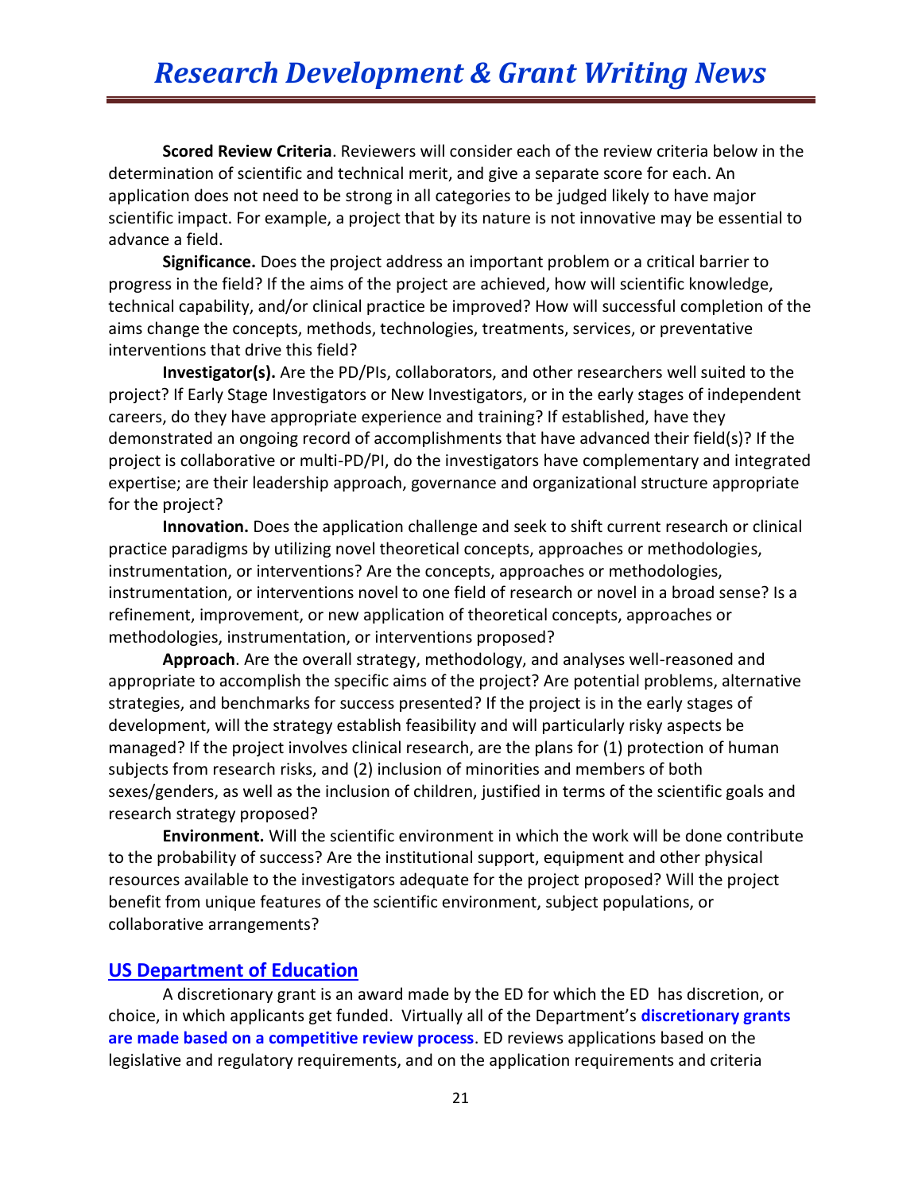**Scored Review Criteria**. Reviewers will consider each of the review criteria below in the determination of scientific and technical merit, and give a separate score for each. An application does not need to be strong in all categories to be judged likely to have major scientific impact. For example, a project that by its nature is not innovative may be essential to advance a field.

**Significance.** Does the project address an important problem or a critical barrier to progress in the field? If the aims of the project are achieved, how will scientific knowledge, technical capability, and/or clinical practice be improved? How will successful completion of the aims change the concepts, methods, technologies, treatments, services, or preventative interventions that drive this field?

**Investigator(s).** Are the PD/PIs, collaborators, and other researchers well suited to the project? If Early Stage Investigators or New Investigators, or in the early stages of independent careers, do they have appropriate experience and training? If established, have they demonstrated an ongoing record of accomplishments that have advanced their field(s)? If the project is collaborative or multi-PD/PI, do the investigators have complementary and integrated expertise; are their leadership approach, governance and organizational structure appropriate for the project?

**Innovation.** Does the application challenge and seek to shift current research or clinical practice paradigms by utilizing novel theoretical concepts, approaches or methodologies, instrumentation, or interventions? Are the concepts, approaches or methodologies, instrumentation, or interventions novel to one field of research or novel in a broad sense? Is a refinement, improvement, or new application of theoretical concepts, approaches or methodologies, instrumentation, or interventions proposed?

**Approach**. Are the overall strategy, methodology, and analyses well-reasoned and appropriate to accomplish the specific aims of the project? Are potential problems, alternative strategies, and benchmarks for success presented? If the project is in the early stages of development, will the strategy establish feasibility and will particularly risky aspects be managed? If the project involves clinical research, are the plans for (1) protection of human subjects from research risks, and (2) inclusion of minorities and members of both sexes/genders, as well as the inclusion of children, justified in terms of the scientific goals and research strategy proposed?

**Environment.** Will the scientific environment in which the work will be done contribute to the probability of success? Are the institutional support, equipment and other physical resources available to the investigators adequate for the project proposed? Will the project benefit from unique features of the scientific environment, subject populations, or collaborative arrangements?

## US Department of Education

A discretionary grant is an award made by the ED for which the ED has discretion, or choice, in which applicants get funded. Virtually all of the Department's **discretionary grants are made based on a competitive review process**. ED reviews applications based on the legislative and regulatory requirements, and on the application requirements and criteria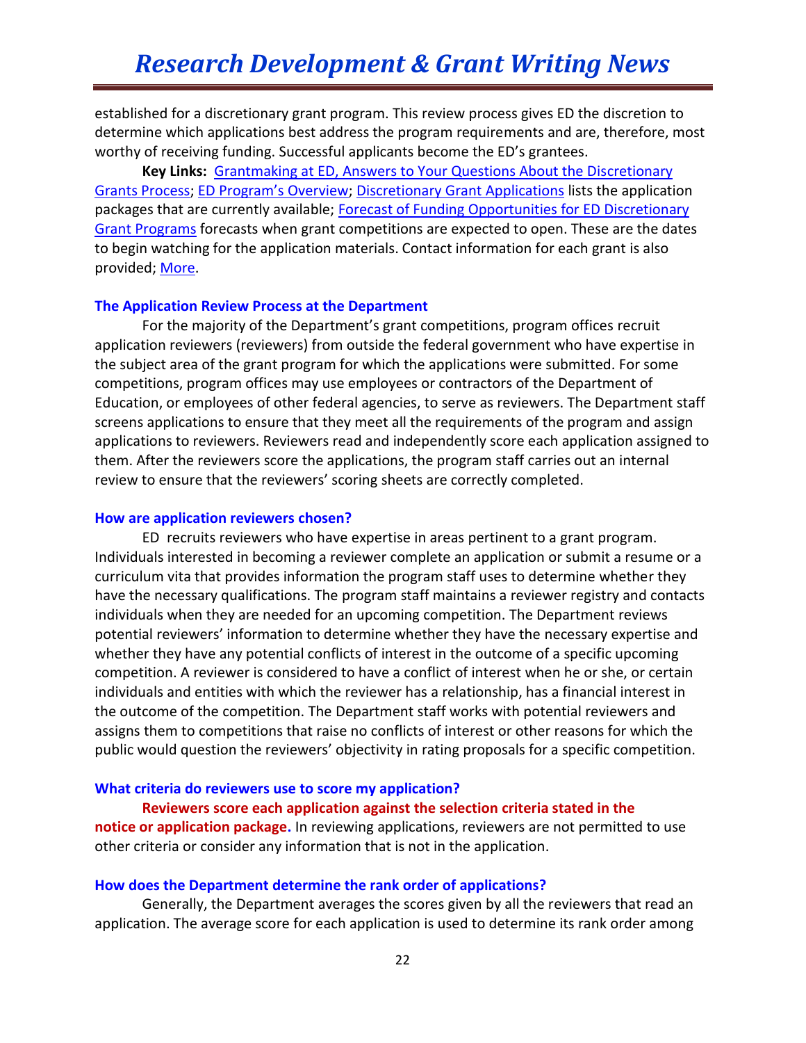established for a discretionary grant program. This review process gives ED the discretion to determine which applications best address the program requirements and are, therefore, most worthy of receiving funding. Successful applicants become the ED's grantees.

**Key Links:** Grantmaking at ED, Answers to Your Questions About the Discretionary Grants Process; ED Program's Overview; Discretionary Grant Applications lists the application packages that are currently available; Forecast of Funding Opportunities for ED Discretionary Grant Programs forecasts when grant competitions are expected to open. These are the dates to begin watching for the application materials. Contact information for each grant is also provided; More.

### The Application Review Process at the Department

For the majority of the Department's grant competitions, program offices recruit application reviewers (reviewers) from outside the federal government who have expertise in the subject area of the grant program for which the applications were submitted. For some competitions, program offices may use employees or contractors of the Department of Education, or employees of other federal agencies, to serve as reviewers. The Department staff screens applications to ensure that they meet all the requirements of the program and assign applications to reviewers. Reviewers read and independently score each application assigned to them. After the reviewers score the applications, the program staff carries out an internal review to ensure that the reviewers' scoring sheets are correctly completed.

### How are application reviewers chosen?

ED recruits reviewers who have expertise in areas pertinent to a grant program. Individuals interested in becoming a reviewer complete an application or submit a resume or a curriculum vita that provides information the program staff uses to determine whether they have the necessary qualifications. The program staff maintains a reviewer registry and contacts individuals when they are needed for an upcoming competition. The Department reviews potential reviewers' information to determine whether they have the necessary expertise and whether they have any potential conflicts of interest in the outcome of a specific upcoming competition. A reviewer is considered to have a conflict of interest when he or she, or certain individuals and entities with which the reviewer has a relationship, has a financial interest in the outcome of the competition. The Department staff works with potential reviewers and assigns them to competitions that raise no conflicts of interest or other reasons for which the public would question the reviewers' objectivity in rating proposals for a specific competition.

### What criteria do reviewers use to score my application?

**Reviewers score each application against the selection criteria stated in the notice or application package.** In reviewing applications, reviewers are not permitted to use other criteria or consider any information that is not in the application.

### How does the Department determine the rank order of applications?

Generally, the Department averages the scores given by all the reviewers that read an application. The average score for each application is used to determine its rank order among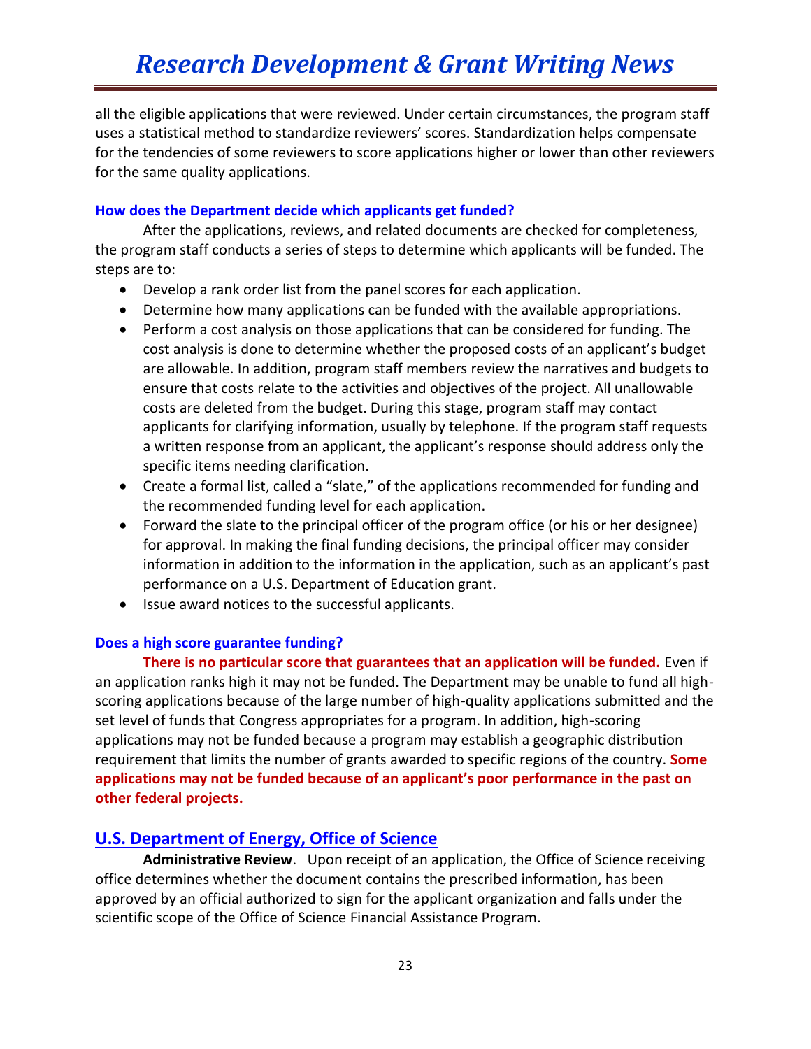all the eligible applications that were reviewed. Under certain circumstances, the program staff uses a statistical method to standardize reviewers' scores. Standardization helps compensate for the tendencies of some reviewers to score applications higher or lower than other reviewers for the same quality applications.

### How does the Department decide which applicants get funded?

After the applications, reviews, and related documents are checked for completeness, the program staff conducts a series of steps to determine which applicants will be funded. The steps are to:

- Develop a rank order list from the panel scores for each application.
- Determine how many applications can be funded with the available appropriations.
- Perform a cost analysis on those applications that can be considered for funding. The cost analysis is done to determine whether the proposed costs of an applicant's budget are allowable. In addition, program staff members review the narratives and budgets to ensure that costs relate to the activities and objectives of the project. All unallowable costs are deleted from the budget. During this stage, program staff may contact applicants for clarifying information, usually by telephone. If the program staff requests a written response from an applicant, the applicant's response should address only the specific items needing clarification.
- Create a formal list, called a "slate," of the applications recommended for funding and the recommended funding level for each application.
- Forward the slate to the principal officer of the program office (or his or her designee) for approval. In making the final funding decisions, the principal officer may consider information in addition to the information in the application, such as an applicant's past performance on a U.S. Department of Education grant.
- Issue award notices to the successful applicants.

### Does a high score guarantee funding?

**There is no particular score that guarantees that an application will be funded.** Even if an application ranks high it may not be funded. The Department may be unable to fund all high-scoring applications because of the large number of high-quality applications submitted and the set level of funds that Congress appropriates for a program. In addition, high-scoring applications may not be funded because a program may establish a geographic distribution requirement that limits the number of grants awarded to specific regions of the country. **Some applications may not be funded because of an applicant's poor performance in the past on other federal projects.**

## U.S. Department of Energy, Office of Science

**Administrative Review**. Upon receipt of an application, the Office of Science receiving office determines whether the document contains the prescribed information, has been approved by an official authorized to sign for the applicant organization and falls under the scientific scope of the Office of Science Financial Assistance Program.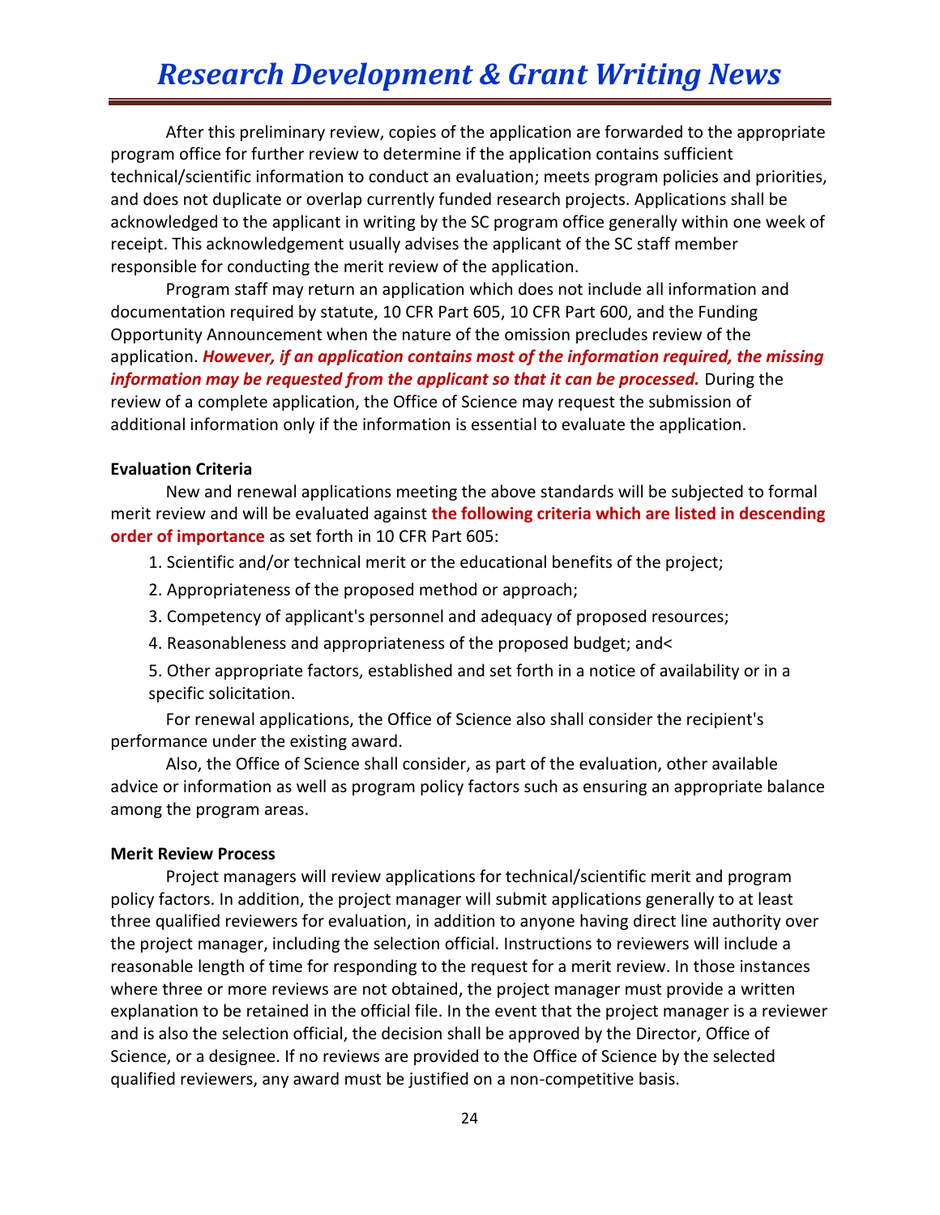After this preliminary review, copies of the application are forwarded to the appropriate program office for further review to determine if the application contains sufficient technical/scientific information to conduct an evaluation; meets program policies and priorities, and does not duplicate or overlap currently funded research projects. Applications shall be acknowledged to the applicant in writing by the SC program office generally within one week of receipt. This acknowledgement usually advises the applicant of the SC staff member responsible for conducting the merit review of the application.

Program staff may return an application which does not include all information and documentation required by statute, 10 CFR Part 605, 10 CFR Part 600, and the Funding Opportunity Announcement when the nature of the omission precludes review of the application. ***However, if an application contains most of the information required, the missing information may be requested from the applicant so that it can be processed.*** During the review of a complete application, the Office of Science may request the submission of additional information only if the information is essential to evaluate the application.

**Evaluation Criteria**

New and renewal applications meeting the above standards will be subjected to formal merit review and will be evaluated against **the following criteria which are listed in descending order of importance** as set forth in 10 CFR Part 605:

1. Scientific and/or technical merit or the educational benefits of the project;
2. Appropriateness of the proposed method or approach;
3. Competency of applicant's personnel and adequacy of proposed resources;
4. Reasonableness and appropriateness of the proposed budget; and<
5. Other appropriate factors, established and set forth in a notice of availability or in a specific solicitation.

For renewal applications, the Office of Science also shall consider the recipient's performance under the existing award.

Also, the Office of Science shall consider, as part of the evaluation, other available advice or information as well as program policy factors such as ensuring an appropriate balance among the program areas.

**Merit Review Process**

Project managers will review applications for technical/scientific merit and program policy factors. In addition, the project manager will submit applications generally to at least three qualified reviewers for evaluation, in addition to anyone having direct line authority over the project manager, including the selection official. Instructions to reviewers will include a reasonable length of time for responding to the request for a merit review. In those instances where three or more reviews are not obtained, the project manager must provide a written explanation to be retained in the official file. In the event that the project manager is a reviewer and is also the selection official, the decision shall be approved by the Director, Office of Science, or a designee. If no reviews are provided to the Office of Science by the selected qualified reviewers, any award must be justified on a non-competitive basis.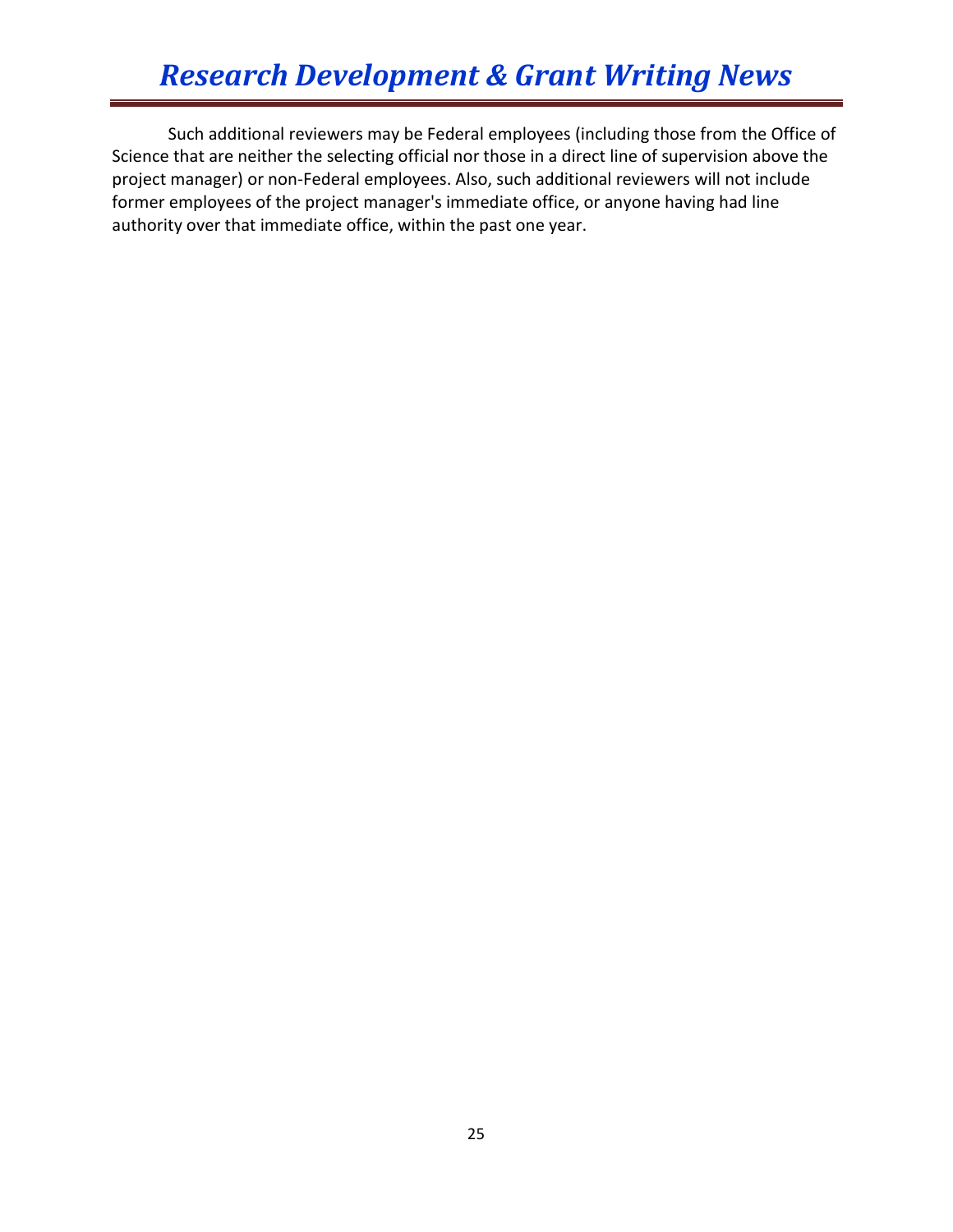Such additional reviewers may be Federal employees (including those from the Office of Science that are neither the selecting official nor those in a direct line of supervision above the project manager) or non-Federal employees. Also, such additional reviewers will not include former employees of the project manager's immediate office, or anyone having had line authority over that immediate office, within the past one year.